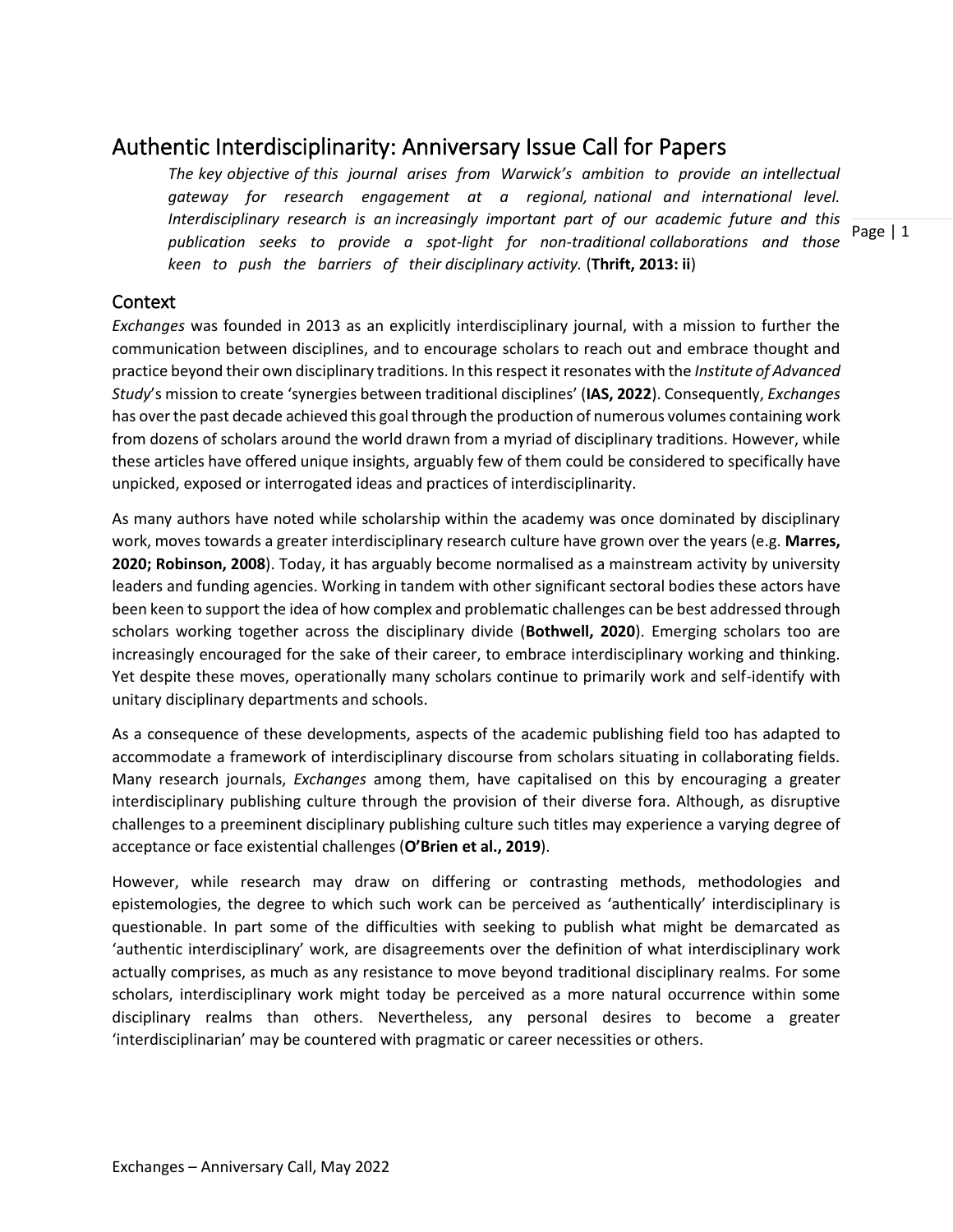# Authentic Interdisciplinarity: Anniversary Issue Call for Papers

> *The key objective of this journal arises from Warwick's ambition to provide an intellectual gateway for research engagement at a regional, national and international level. Interdisciplinary research is an increasingly important part of our academic future and this publication seeks to provide a spot-light for non-traditional collaborations and those keen to push the barriers of their disciplinary activity.* (**Thrift, 2013: ii**)

## Context

*Exchanges* was founded in 2013 as an explicitly interdisciplinary journal, with a mission to further the communication between disciplines, and to encourage scholars to reach out and embrace thought and practice beyond their own disciplinary traditions. In this respect it resonates with the *Institute of Advanced Study*'s mission to create 'synergies between traditional disciplines' (**IAS, 2022**). Consequently, *Exchanges* has over the past decade achieved this goal through the production of numerous volumes containing work from dozens of scholars around the world drawn from a myriad of disciplinary traditions. However, while these articles have offered unique insights, arguably few of them could be considered to specifically have unpicked, exposed or interrogated ideas and practices of interdisciplinarity.

As many authors have noted while scholarship within the academy was once dominated by disciplinary work, moves towards a greater interdisciplinary research culture have grown over the years (e.g. **Marres, 2020; Robinson, 2008**). Today, it has arguably become normalised as a mainstream activity by university leaders and funding agencies. Working in tandem with other significant sectoral bodies these actors have been keen to support the idea of how complex and problematic challenges can be best addressed through scholars working together across the disciplinary divide (**Bothwell, 2020**). Emerging scholars too are increasingly encouraged for the sake of their career, to embrace interdisciplinary working and thinking. Yet despite these moves, operationally many scholars continue to primarily work and self-identify with unitary disciplinary departments and schools.

As a consequence of these developments, aspects of the academic publishing field too has adapted to accommodate a framework of interdisciplinary discourse from scholars situating in collaborating fields. Many research journals, *Exchanges* among them, have capitalised on this by encouraging a greater interdisciplinary publishing culture through the provision of their diverse fora. Although, as disruptive challenges to a preeminent disciplinary publishing culture such titles may experience a varying degree of acceptance or face existential challenges (**O'Brien et al., 2019**).

However, while research may draw on differing or contrasting methods, methodologies and epistemologies, the degree to which such work can be perceived as 'authentically' interdisciplinary is questionable. In part some of the difficulties with seeking to publish what might be demarcated as 'authentic interdisciplinary' work, are disagreements over the definition of what interdisciplinary work actually comprises, as much as any resistance to move beyond traditional disciplinary realms. For some scholars, interdisciplinary work might today be perceived as a more natural occurrence within some disciplinary realms than others. Nevertheless, any personal desires to become a greater 'interdisciplinarian' may be countered with pragmatic or career necessities or others.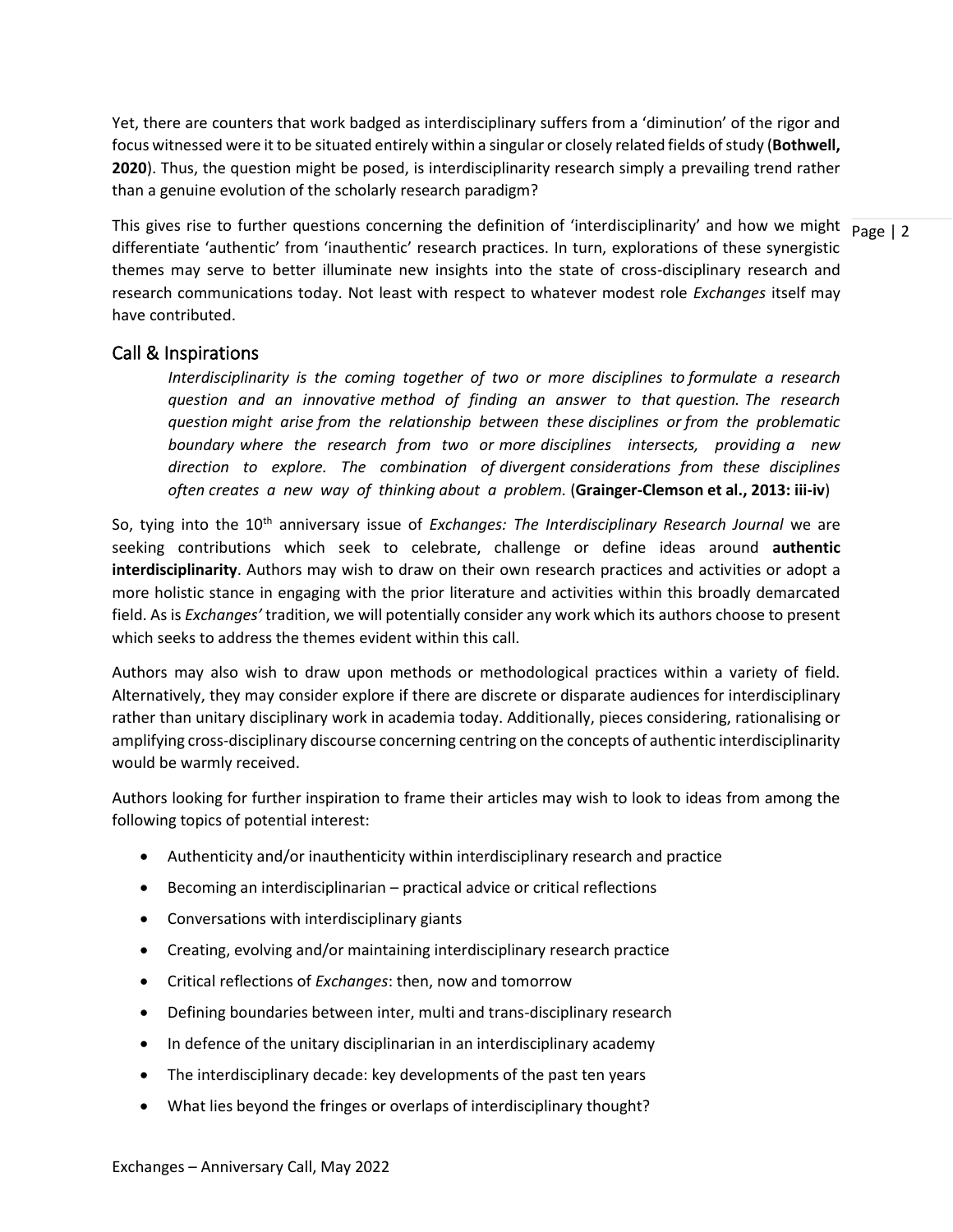Yet, there are counters that work badged as interdisciplinary suffers from a 'diminution' of the rigor and focus witnessed were it to be situated entirely within a singular or closely related fields of study (**Bothwell, 2020**). Thus, the question might be posed, is interdisciplinarity research simply a prevailing trend rather than a genuine evolution of the scholarly research paradigm?

This gives rise to further questions concerning the definition of 'interdisciplinarity' and how we might differentiate 'authentic' from 'inauthentic' research practices. In turn, explorations of these synergistic themes may serve to better illuminate new insights into the state of cross-disciplinary research and research communications today. Not least with respect to whatever modest role *Exchanges* itself may have contributed.

## Call & Inspirations

> *Interdisciplinarity is the coming together of two or more disciplines to formulate a research question and an innovative method of finding an answer to that question. The research question might arise from the relationship between these disciplines or from the problematic boundary where the research from two or more disciplines intersects, providing a new direction to explore. The combination of divergent considerations from these disciplines often creates a new way of thinking about a problem.* (**Grainger-Clemson et al., 2013: iii-iv**)

So, tying into the 10th anniversary issue of *Exchanges: The Interdisciplinary Research Journal* we are seeking contributions which seek to celebrate, challenge or define ideas around **authentic interdisciplinarity**. Authors may wish to draw on their own research practices and activities or adopt a more holistic stance in engaging with the prior literature and activities within this broadly demarcated field. As is *Exchanges'* tradition, we will potentially consider any work which its authors choose to present which seeks to address the themes evident within this call.

Authors may also wish to draw upon methods or methodological practices within a variety of field. Alternatively, they may consider explore if there are discrete or disparate audiences for interdisciplinary rather than unitary disciplinary work in academia today. Additionally, pieces considering, rationalising or amplifying cross-disciplinary discourse concerning centring on the concepts of authentic interdisciplinarity would be warmly received.

Authors looking for further inspiration to frame their articles may wish to look to ideas from among the following topics of potential interest:

- Authenticity and/or inauthenticity within interdisciplinary research and practice
- Becoming an interdisciplinarian – practical advice or critical reflections
- Conversations with interdisciplinary giants
- Creating, evolving and/or maintaining interdisciplinary research practice
- Critical reflections of *Exchanges*: then, now and tomorrow
- Defining boundaries between inter, multi and trans-disciplinary research
- In defence of the unitary disciplinarian in an interdisciplinary academy
- The interdisciplinary decade: key developments of the past ten years
- What lies beyond the fringes or overlaps of interdisciplinary thought?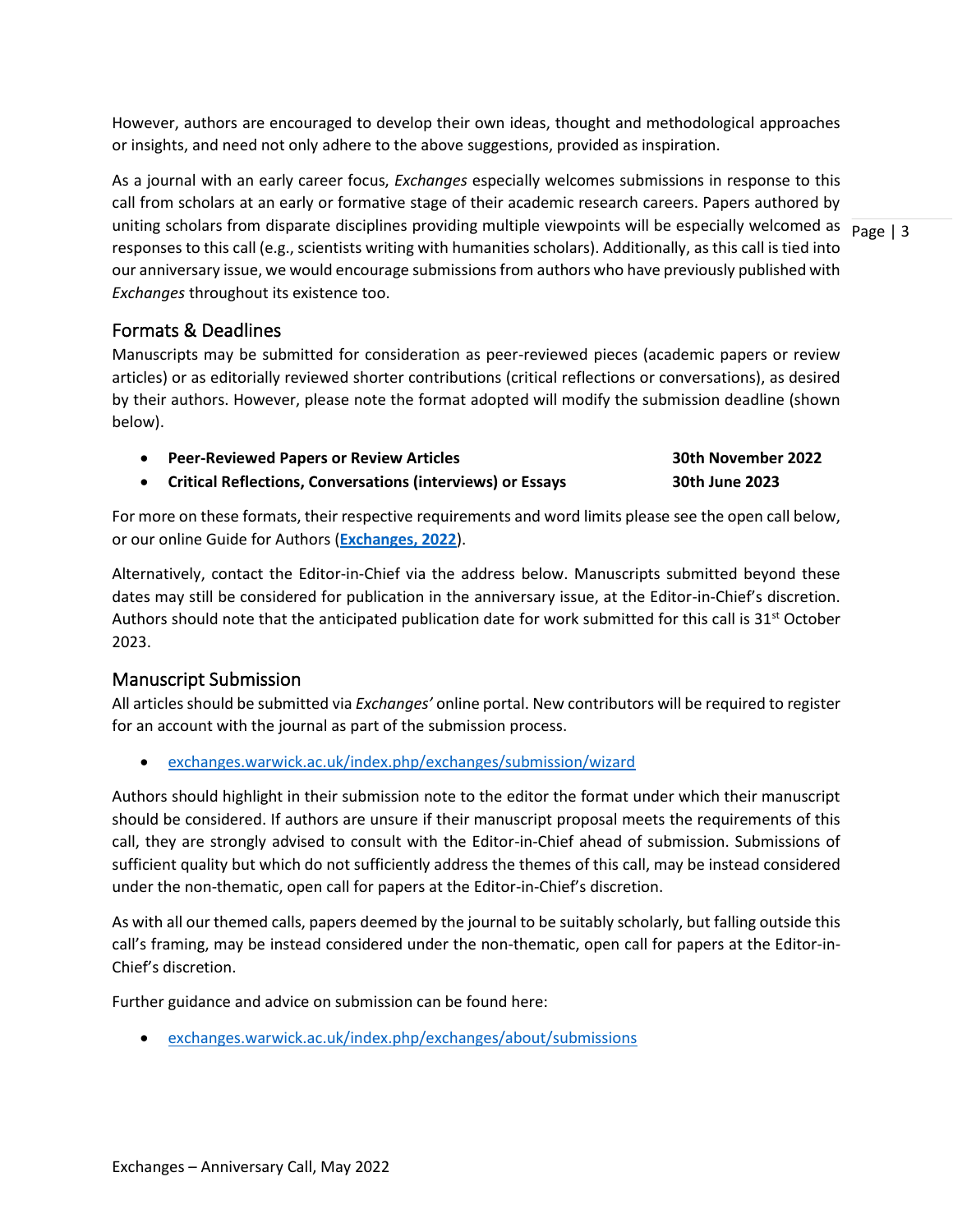However, authors are encouraged to develop their own ideas, thought and methodological approaches or insights, and need not only adhere to the above suggestions, provided as inspiration.

As a journal with an early career focus, *Exchanges* especially welcomes submissions in response to this call from scholars at an early or formative stage of their academic research careers. Papers authored by uniting scholars from disparate disciplines providing multiple viewpoints will be especially welcomed as responses to this call (e.g., scientists writing with humanities scholars). Additionally, as this call is tied into our anniversary issue, we would encourage submissions from authors who have previously published with *Exchanges* throughout its existence too.

## Formats & Deadlines

Manuscripts may be submitted for consideration as peer-reviewed pieces (academic papers or review articles) or as editorially reviewed shorter contributions (critical reflections or conversations), as desired by their authors. However, please note the format adopted will modify the submission deadline (shown below).

- **Peer-Reviewed Papers or Review Articles** **30th November 2022**
- **Critical Reflections, Conversations (interviews) or Essays** **30th June 2023**

For more on these formats, their respective requirements and word limits please see the open call below, or our online Guide for Authors (**Exchanges, 2022**).

Alternatively, contact the Editor-in-Chief via the address below. Manuscripts submitted beyond these dates may still be considered for publication in the anniversary issue, at the Editor-in-Chief's discretion. Authors should note that the anticipated publication date for work submitted for this call is 31st October 2023.

## Manuscript Submission

All articles should be submitted via *Exchanges'* online portal. New contributors will be required to register for an account with the journal as part of the submission process.

- exchanges.warwick.ac.uk/index.php/exchanges/submission/wizard

Authors should highlight in their submission note to the editor the format under which their manuscript should be considered. If authors are unsure if their manuscript proposal meets the requirements of this call, they are strongly advised to consult with the Editor-in-Chief ahead of submission. Submissions of sufficient quality but which do not sufficiently address the themes of this call, may be instead considered under the non-thematic, open call for papers at the Editor-in-Chief's discretion.

As with all our themed calls, papers deemed by the journal to be suitably scholarly, but falling outside this call's framing, may be instead considered under the non-thematic, open call for papers at the Editor-in-Chief's discretion.

Further guidance and advice on submission can be found here:

- exchanges.warwick.ac.uk/index.php/exchanges/about/submissions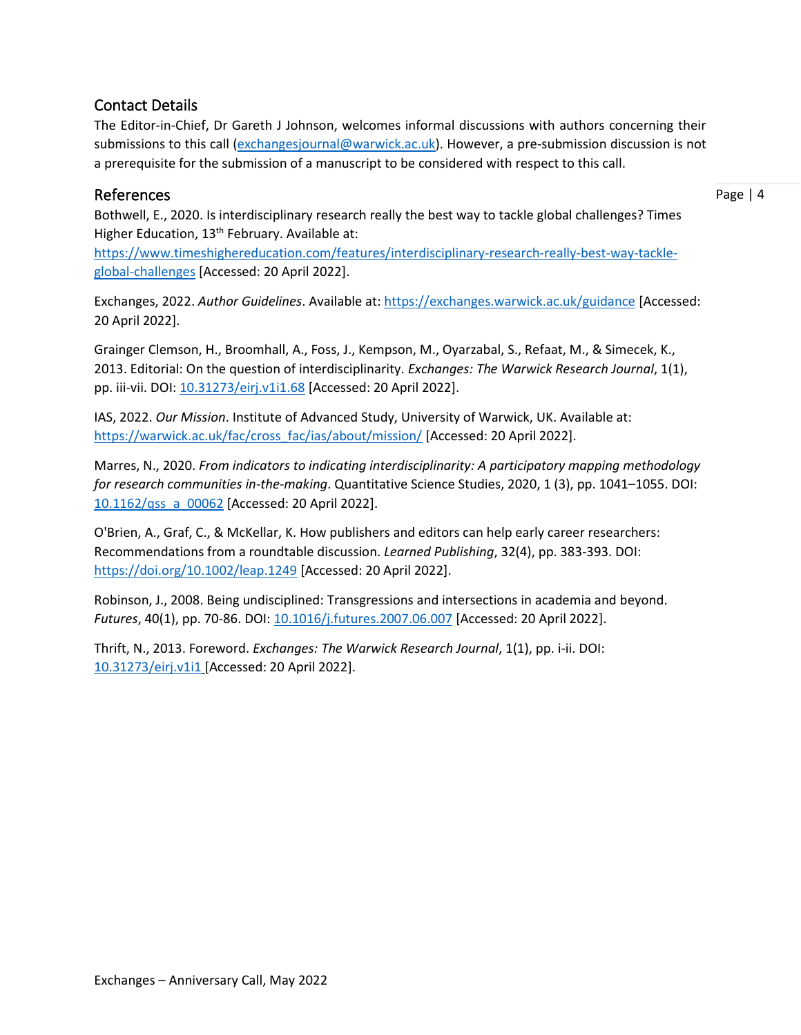## Contact Details

The Editor-in-Chief, Dr Gareth J Johnson, welcomes informal discussions with authors concerning their submissions to this call (exchangesjournal@warwick.ac.uk). However, a pre-submission discussion is not a prerequisite for the submission of a manuscript to be considered with respect to this call.

## References

Bothwell, E., 2020. Is interdisciplinary research really the best way to tackle global challenges? Times Higher Education, 13th February. Available at: https://www.timeshighereducation.com/features/interdisciplinary-research-really-best-way-tackle-global-challenges [Accessed: 20 April 2022].

Exchanges, 2022. *Author Guidelines*. Available at: https://exchanges.warwick.ac.uk/guidance [Accessed: 20 April 2022].

Grainger Clemson, H., Broomhall, A., Foss, J., Kempson, M., Oyarzabal, S., Refaat, M., & Simecek, K., 2013. Editorial: On the question of interdisciplinarity. *Exchanges: The Warwick Research Journal*, 1(1), pp. iii-vii. DOI: 10.31273/eirj.v1i1.68 [Accessed: 20 April 2022].

IAS, 2022. *Our Mission*. Institute of Advanced Study, University of Warwick, UK. Available at: https://warwick.ac.uk/fac/cross_fac/ias/about/mission/ [Accessed: 20 April 2022].

Marres, N., 2020. *From indicators to indicating interdisciplinarity: A participatory mapping methodology for research communities in-the-making*. Quantitative Science Studies, 2020, 1 (3), pp. 1041–1055. DOI: 10.1162/qss_a_00062 [Accessed: 20 April 2022].

O'Brien, A., Graf, C., & McKellar, K. How publishers and editors can help early career researchers: Recommendations from a roundtable discussion. *Learned Publishing*, 32(4), pp. 383-393. DOI: https://doi.org/10.1002/leap.1249 [Accessed: 20 April 2022].

Robinson, J., 2008. Being undisciplined: Transgressions and intersections in academia and beyond. *Futures*, 40(1), pp. 70-86. DOI: 10.1016/j.futures.2007.06.007 [Accessed: 20 April 2022].

Thrift, N., 2013. Foreword. *Exchanges: The Warwick Research Journal*, 1(1), pp. i-ii. DOI: 10.31273/eirj.v1i1 [Accessed: 20 April 2022].